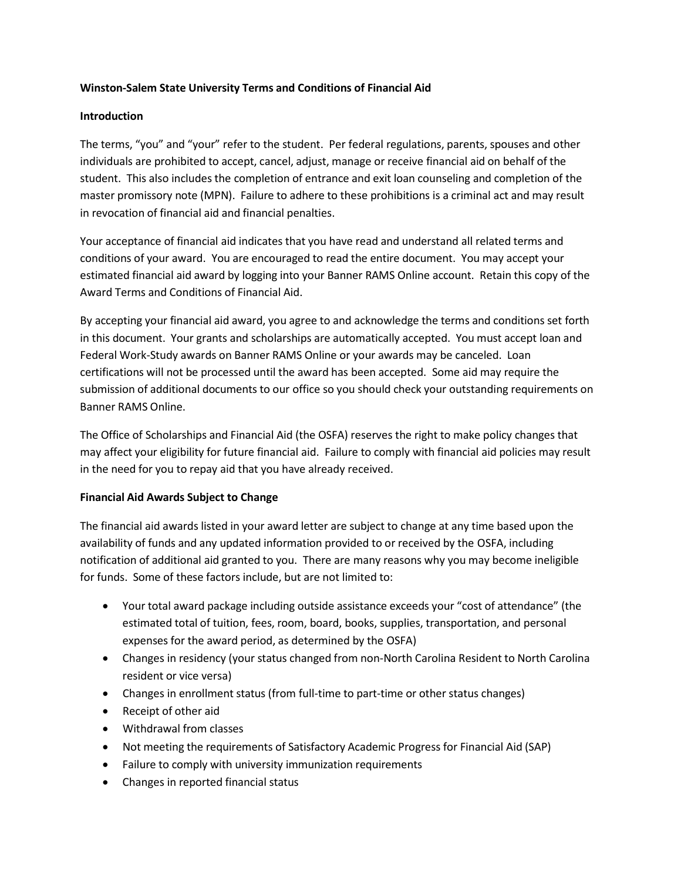# Winston-Salem State University Terms and Conditions of Financial Aid

## Introduction

The terms, "you" and "your" refer to the student. Per federal regulations, parents, spouses and other individuals are prohibited to accept, cancel, adjust, manage or receive financial aid on behalf of the student. This also includes the completion of entrance and exit loan counseling and completion of the master promissory note (MPN). Failure to adhere to these prohibitions is a criminal act and may result in revocation of financial aid and financial penalties.

Your acceptance of financial aid indicates that you have read and understand all related terms and conditions of your award. You are encouraged to read the entire document. You may accept your estimated financial aid award by logging into your Banner RAMS Online account. Retain this copy of the Award Terms and Conditions of Financial Aid.

By accepting your financial aid award, you agree to and acknowledge the terms and conditions set forth in this document. Your grants and scholarships are automatically accepted. You must accept loan and Federal Work-Study awards on Banner RAMS Online or your awards may be canceled. Loan certifications will not be processed until the award has been accepted. Some aid may require the submission of additional documents to our office so you should check your outstanding requirements on Banner RAMS Online.

The Office of Scholarships and Financial Aid (the OSFA) reserves the right to make policy changes that may affect your eligibility for future financial aid. Failure to comply with financial aid policies may result in the need for you to repay aid that you have already received.

## Financial Aid Awards Subject to Change

The financial aid awards listed in your award letter are subject to change at any time based upon the availability of funds and any updated information provided to or received by the OSFA, including notification of additional aid granted to you. There are many reasons why you may become ineligible for funds. Some of these factors include, but are not limited to:

- Your total award package including outside assistance exceeds your "cost of attendance" (the estimated total of tuition, fees, room, board, books, supplies, transportation, and personal expenses for the award period, as determined by the OSFA)
- Changes in residency (your status changed from non-North Carolina Resident to North Carolina resident or vice versa)
- Changes in enrollment status (from full-time to part-time or other status changes)
- Receipt of other aid
- Withdrawal from classes
- Not meeting the requirements of Satisfactory Academic Progress for Financial Aid (SAP)
- Failure to comply with university immunization requirements
- Changes in reported financial status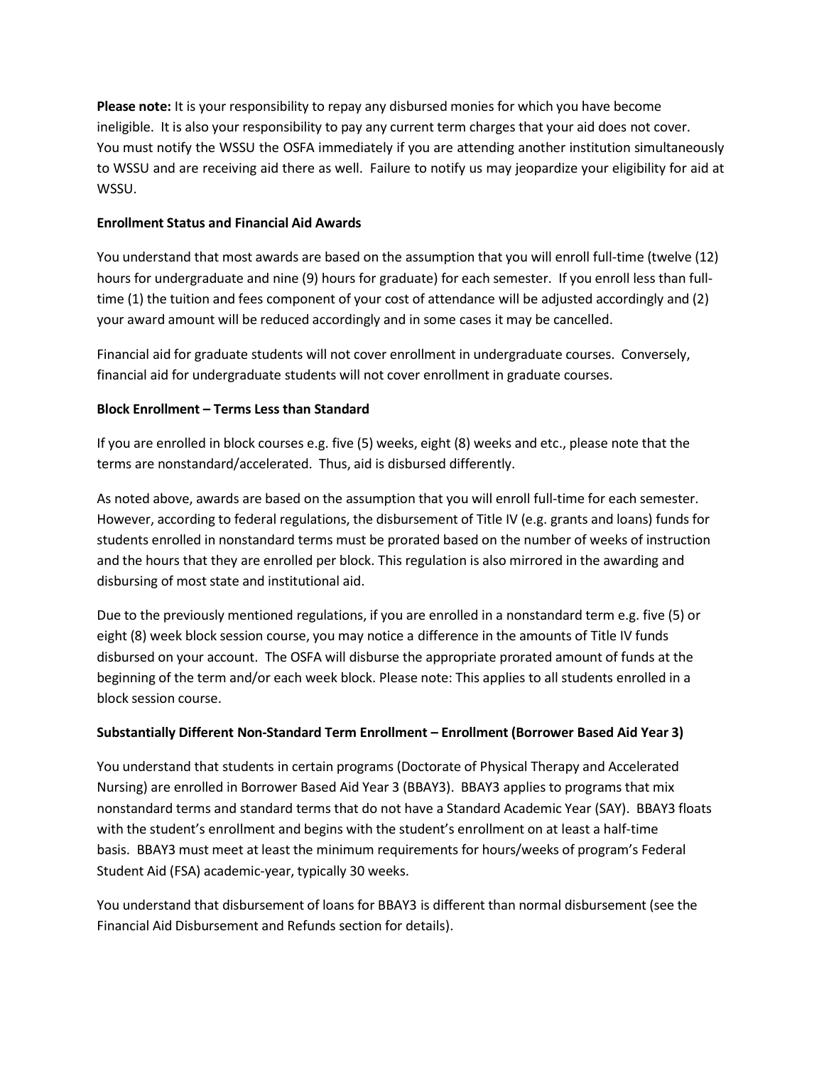**Please note:** It is your responsibility to repay any disbursed monies for which you have become ineligible. It is also your responsibility to pay any current term charges that your aid does not cover. You must notify the WSSU the OSFA immediately if you are attending another institution simultaneously to WSSU and are receiving aid there as well. Failure to notify us may jeopardize your eligibility for aid at WSSU.

**Enrollment Status and Financial Aid Awards**

You understand that most awards are based on the assumption that you will enroll full-time (twelve (12) hours for undergraduate and nine (9) hours for graduate) for each semester. If you enroll less than full-time (1) the tuition and fees component of your cost of attendance will be adjusted accordingly and (2) your award amount will be reduced accordingly and in some cases it may be cancelled.

Financial aid for graduate students will not cover enrollment in undergraduate courses. Conversely, financial aid for undergraduate students will not cover enrollment in graduate courses.

**Block Enrollment – Terms Less than Standard**

If you are enrolled in block courses e.g. five (5) weeks, eight (8) weeks and etc., please note that the terms are nonstandard/accelerated. Thus, aid is disbursed differently.

As noted above, awards are based on the assumption that you will enroll full-time for each semester. However, according to federal regulations, the disbursement of Title IV (e.g. grants and loans) funds for students enrolled in nonstandard terms must be prorated based on the number of weeks of instruction and the hours that they are enrolled per block. This regulation is also mirrored in the awarding and disbursing of most state and institutional aid.

Due to the previously mentioned regulations, if you are enrolled in a nonstandard term e.g. five (5) or eight (8) week block session course, you may notice a difference in the amounts of Title IV funds disbursed on your account. The OSFA will disburse the appropriate prorated amount of funds at the beginning of the term and/or each week block. Please note: This applies to all students enrolled in a block session course.

**Substantially Different Non-Standard Term Enrollment – Enrollment (Borrower Based Aid Year 3)**

You understand that students in certain programs (Doctorate of Physical Therapy and Accelerated Nursing) are enrolled in Borrower Based Aid Year 3 (BBAY3). BBAY3 applies to programs that mix nonstandard terms and standard terms that do not have a Standard Academic Year (SAY). BBAY3 floats with the student's enrollment and begins with the student's enrollment on at least a half-time basis. BBAY3 must meet at least the minimum requirements for hours/weeks of program's Federal Student Aid (FSA) academic-year, typically 30 weeks.

You understand that disbursement of loans for BBAY3 is different than normal disbursement (see the Financial Aid Disbursement and Refunds section for details).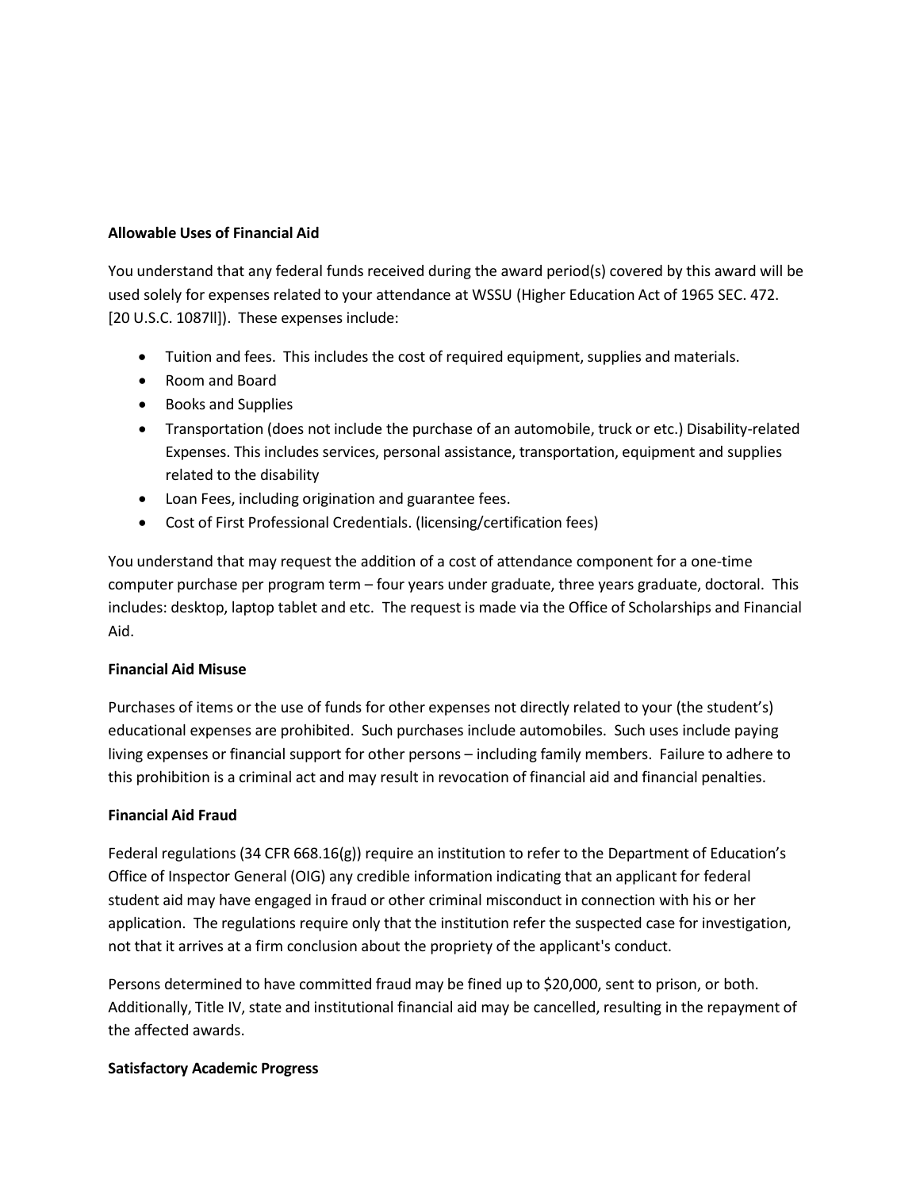**Allowable Uses of Financial Aid**

You understand that any federal funds received during the award period(s) covered by this award will be used solely for expenses related to your attendance at WSSU (Higher Education Act of 1965 SEC. 472. [20 U.S.C. 1087ll]). These expenses include:

- Tuition and fees. This includes the cost of required equipment, supplies and materials.
- Room and Board
- Books and Supplies
- Transportation (does not include the purchase of an automobile, truck or etc.) Disability-related Expenses. This includes services, personal assistance, transportation, equipment and supplies related to the disability
- Loan Fees, including origination and guarantee fees.
- Cost of First Professional Credentials. (licensing/certification fees)

You understand that may request the addition of a cost of attendance component for a one-time computer purchase per program term – four years under graduate, three years graduate, doctoral. This includes: desktop, laptop tablet and etc. The request is made via the Office of Scholarships and Financial Aid.

**Financial Aid Misuse**

Purchases of items or the use of funds for other expenses not directly related to your (the student's) educational expenses are prohibited. Such purchases include automobiles. Such uses include paying living expenses or financial support for other persons – including family members. Failure to adhere to this prohibition is a criminal act and may result in revocation of financial aid and financial penalties.

**Financial Aid Fraud**

Federal regulations (34 CFR 668.16(g)) require an institution to refer to the Department of Education's Office of Inspector General (OIG) any credible information indicating that an applicant for federal student aid may have engaged in fraud or other criminal misconduct in connection with his or her application. The regulations require only that the institution refer the suspected case for investigation, not that it arrives at a firm conclusion about the propriety of the applicant's conduct.

Persons determined to have committed fraud may be fined up to $20,000, sent to prison, or both. Additionally, Title IV, state and institutional financial aid may be cancelled, resulting in the repayment of the affected awards.

**Satisfactory Academic Progress**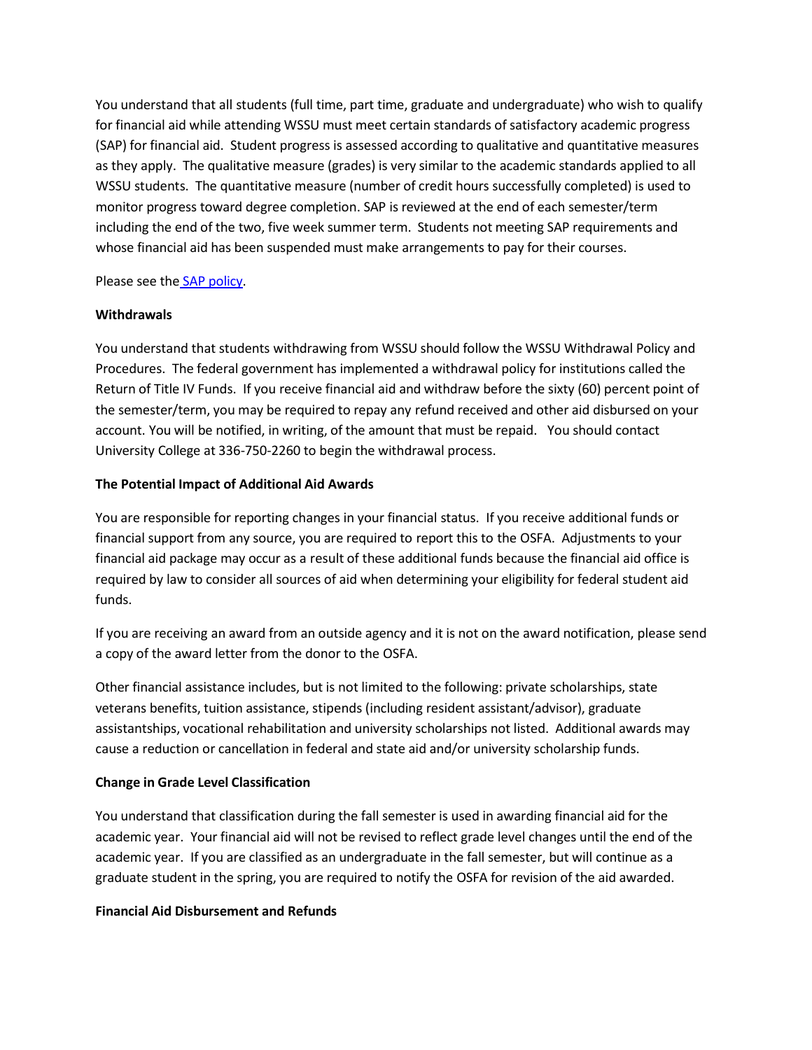You understand that all students (full time, part time, graduate and undergraduate) who wish to qualify for financial aid while attending WSSU must meet certain standards of satisfactory academic progress (SAP) for financial aid. Student progress is assessed according to qualitative and quantitative measures as they apply. The qualitative measure (grades) is very similar to the academic standards applied to all WSSU students. The quantitative measure (number of credit hours successfully completed) is used to monitor progress toward degree completion. SAP is reviewed at the end of each semester/term including the end of the two, five week summer term. Students not meeting SAP requirements and whose financial aid has been suspended must make arrangements to pay for their courses.

Please see the SAP policy.

**Withdrawals**

You understand that students withdrawing from WSSU should follow the WSSU Withdrawal Policy and Procedures. The federal government has implemented a withdrawal policy for institutions called the Return of Title IV Funds. If you receive financial aid and withdraw before the sixty (60) percent point of the semester/term, you may be required to repay any refund received and other aid disbursed on your account. You will be notified, in writing, of the amount that must be repaid. You should contact University College at 336-750-2260 to begin the withdrawal process.

**The Potential Impact of Additional Aid Awards**

You are responsible for reporting changes in your financial status. If you receive additional funds or financial support from any source, you are required to report this to the OSFA. Adjustments to your financial aid package may occur as a result of these additional funds because the financial aid office is required by law to consider all sources of aid when determining your eligibility for federal student aid funds.

If you are receiving an award from an outside agency and it is not on the award notification, please send a copy of the award letter from the donor to the OSFA.

Other financial assistance includes, but is not limited to the following: private scholarships, state veterans benefits, tuition assistance, stipends (including resident assistant/advisor), graduate assistantships, vocational rehabilitation and university scholarships not listed. Additional awards may cause a reduction or cancellation in federal and state aid and/or university scholarship funds.

**Change in Grade Level Classification**

You understand that classification during the fall semester is used in awarding financial aid for the academic year. Your financial aid will not be revised to reflect grade level changes until the end of the academic year. If you are classified as an undergraduate in the fall semester, but will continue as a graduate student in the spring, you are required to notify the OSFA for revision of the aid awarded.

**Financial Aid Disbursement and Refunds**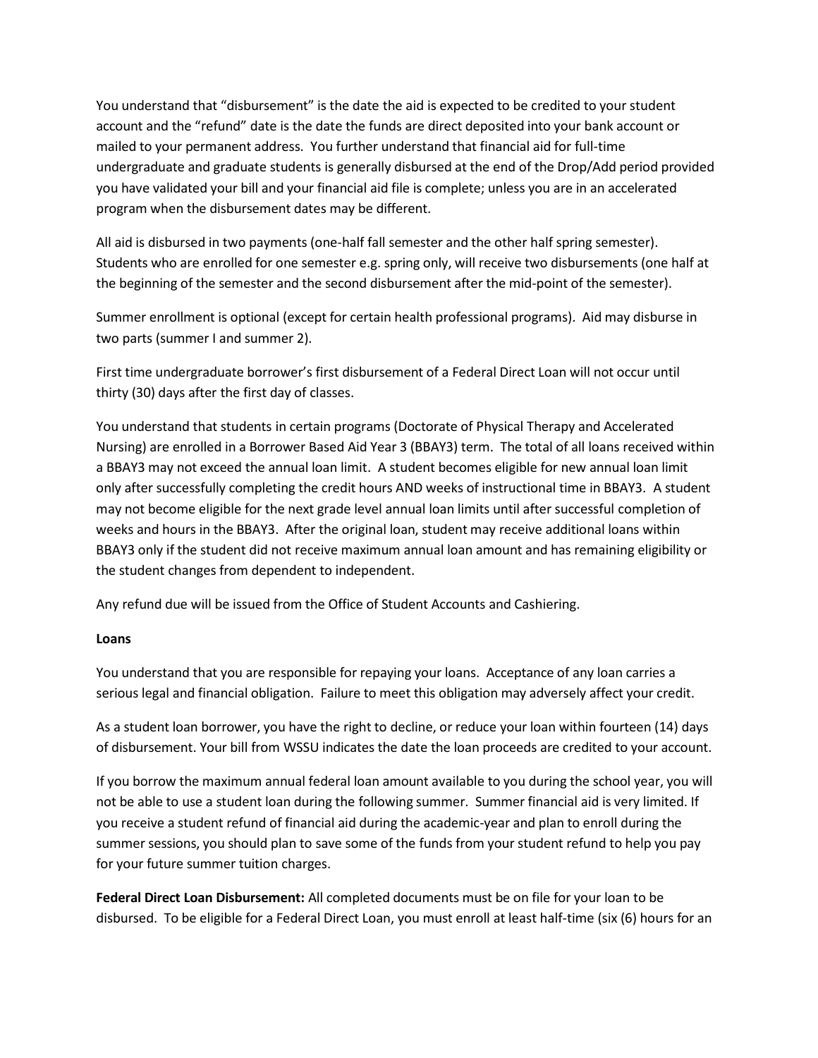You understand that "disbursement" is the date the aid is expected to be credited to your student account and the "refund" date is the date the funds are direct deposited into your bank account or mailed to your permanent address. You further understand that financial aid for full-time undergraduate and graduate students is generally disbursed at the end of the Drop/Add period provided you have validated your bill and your financial aid file is complete; unless you are in an accelerated program when the disbursement dates may be different.

All aid is disbursed in two payments (one-half fall semester and the other half spring semester). Students who are enrolled for one semester e.g. spring only, will receive two disbursements (one half at the beginning of the semester and the second disbursement after the mid-point of the semester).

Summer enrollment is optional (except for certain health professional programs). Aid may disburse in two parts (summer I and summer 2).

First time undergraduate borrower's first disbursement of a Federal Direct Loan will not occur until thirty (30) days after the first day of classes.

You understand that students in certain programs (Doctorate of Physical Therapy and Accelerated Nursing) are enrolled in a Borrower Based Aid Year 3 (BBAY3) term. The total of all loans received within a BBAY3 may not exceed the annual loan limit. A student becomes eligible for new annual loan limit only after successfully completing the credit hours AND weeks of instructional time in BBAY3. A student may not become eligible for the next grade level annual loan limits until after successful completion of weeks and hours in the BBAY3. After the original loan, student may receive additional loans within BBAY3 only if the student did not receive maximum annual loan amount and has remaining eligibility or the student changes from dependent to independent.

Any refund due will be issued from the Office of Student Accounts and Cashiering.

**Loans**

You understand that you are responsible for repaying your loans. Acceptance of any loan carries a serious legal and financial obligation. Failure to meet this obligation may adversely affect your credit.

As a student loan borrower, you have the right to decline, or reduce your loan within fourteen (14) days of disbursement. Your bill from WSSU indicates the date the loan proceeds are credited to your account.

If you borrow the maximum annual federal loan amount available to you during the school year, you will not be able to use a student loan during the following summer. Summer financial aid is very limited. If you receive a student refund of financial aid during the academic-year and plan to enroll during the summer sessions, you should plan to save some of the funds from your student refund to help you pay for your future summer tuition charges.

**Federal Direct Loan Disbursement:** All completed documents must be on file for your loan to be disbursed. To be eligible for a Federal Direct Loan, you must enroll at least half-time (six (6) hours for an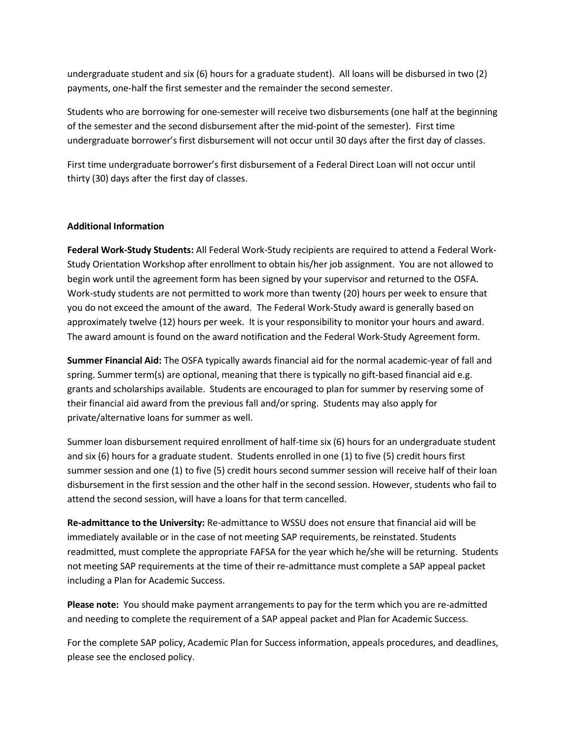undergraduate student and six (6) hours for a graduate student). All loans will be disbursed in two (2) payments, one-half the first semester and the remainder the second semester.

Students who are borrowing for one-semester will receive two disbursements (one half at the beginning of the semester and the second disbursement after the mid-point of the semester). First time undergraduate borrower's first disbursement will not occur until 30 days after the first day of classes.

First time undergraduate borrower's first disbursement of a Federal Direct Loan will not occur until thirty (30) days after the first day of classes.

**Additional Information**

**Federal Work-Study Students:** All Federal Work-Study recipients are required to attend a Federal Work-Study Orientation Workshop after enrollment to obtain his/her job assignment. You are not allowed to begin work until the agreement form has been signed by your supervisor and returned to the OSFA. Work-study students are not permitted to work more than twenty (20) hours per week to ensure that you do not exceed the amount of the award. The Federal Work-Study award is generally based on approximately twelve (12) hours per week. It is your responsibility to monitor your hours and award. The award amount is found on the award notification and the Federal Work-Study Agreement form.

**Summer Financial Aid:** The OSFA typically awards financial aid for the normal academic-year of fall and spring. Summer term(s) are optional, meaning that there is typically no gift-based financial aid e.g. grants and scholarships available. Students are encouraged to plan for summer by reserving some of their financial aid award from the previous fall and/or spring. Students may also apply for private/alternative loans for summer as well.

Summer loan disbursement required enrollment of half-time six (6) hours for an undergraduate student and six (6) hours for a graduate student. Students enrolled in one (1) to five (5) credit hours first summer session and one (1) to five (5) credit hours second summer session will receive half of their loan disbursement in the first session and the other half in the second session. However, students who fail to attend the second session, will have a loans for that term cancelled.

**Re-admittance to the University:** Re-admittance to WSSU does not ensure that financial aid will be immediately available or in the case of not meeting SAP requirements, be reinstated. Students readmitted, must complete the appropriate FAFSA for the year which he/she will be returning. Students not meeting SAP requirements at the time of their re-admittance must complete a SAP appeal packet including a Plan for Academic Success.

**Please note:** You should make payment arrangements to pay for the term which you are re-admitted and needing to complete the requirement of a SAP appeal packet and Plan for Academic Success.

For the complete SAP policy, Academic Plan for Success information, appeals procedures, and deadlines, please see the enclosed policy.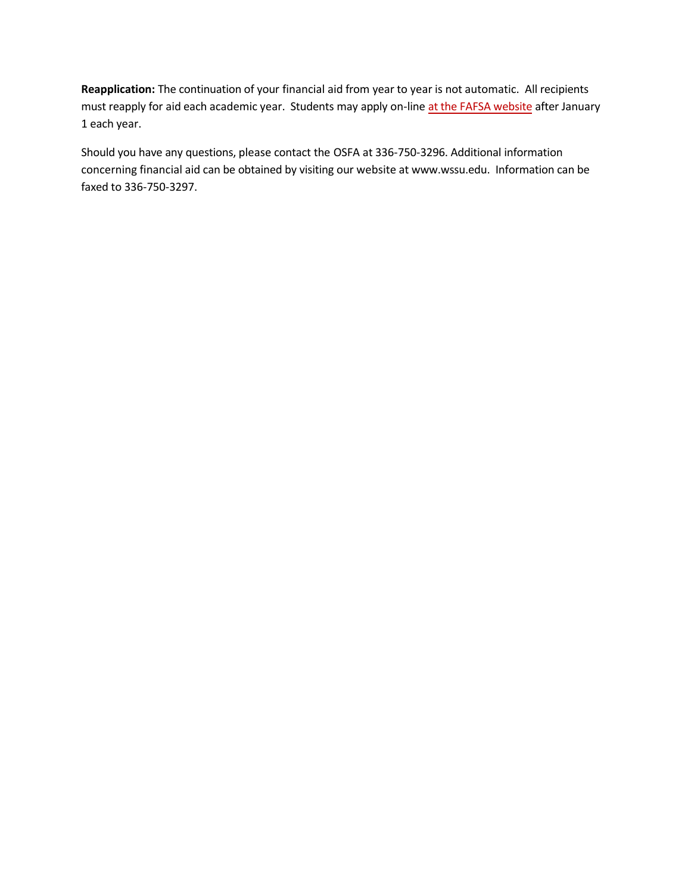**Reapplication:** The continuation of your financial aid from year to year is not automatic. All recipients must reapply for aid each academic year. Students may apply on-line at the FAFSA website after January 1 each year.

Should you have any questions, please contact the OSFA at 336-750-3296. Additional information concerning financial aid can be obtained by visiting our website at www.wssu.edu. Information can be faxed to 336-750-3297.